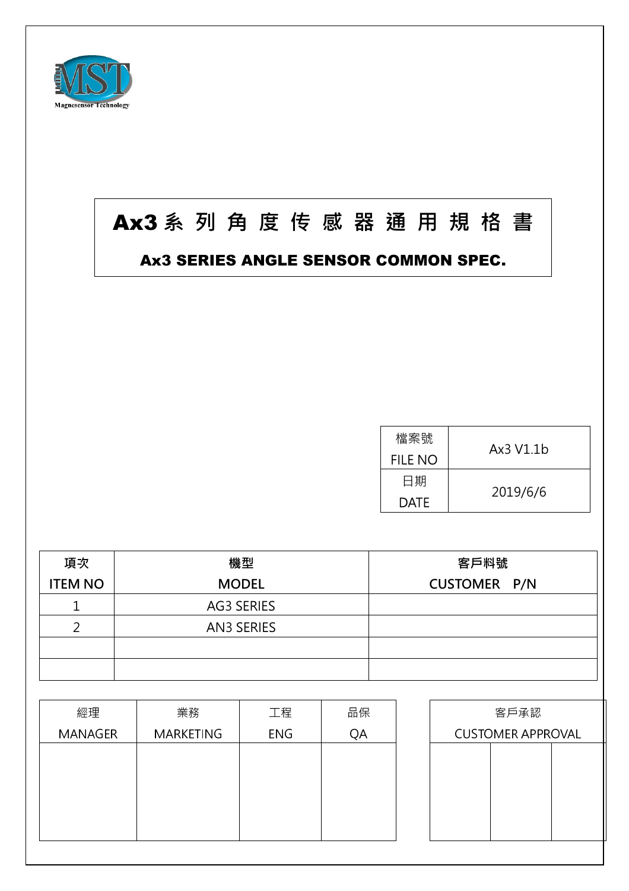MST
Magnesensor Technology

# Ax3 系 列 角 度 传 感 器 通 用 規 格 書

## Ax3 SERIES ANGLE SENSOR COMMON SPEC.

| 檔案號<br>FILE NO | Ax3 V1.1b |
|---|---|
| 日期<br>DATE | 2019/6/6 |

| 項次<br>ITEM NO | 機型<br>MODEL | 客戶料號<br>CUSTOMER P/N |
|---|---|---|
| 1 | AG3 SERIES | |
| 2 | AN3 SERIES | |
| | | |
| | | |

| 經理<br>MANAGER | 業務<br>MARKETING | 工程<br>ENG | 品保<br>QA |
|---|---|---|---|
| | | | |

| 客戶承認<br>CUSTOMER APPROVAL | | |
|---|---|---|
| | | |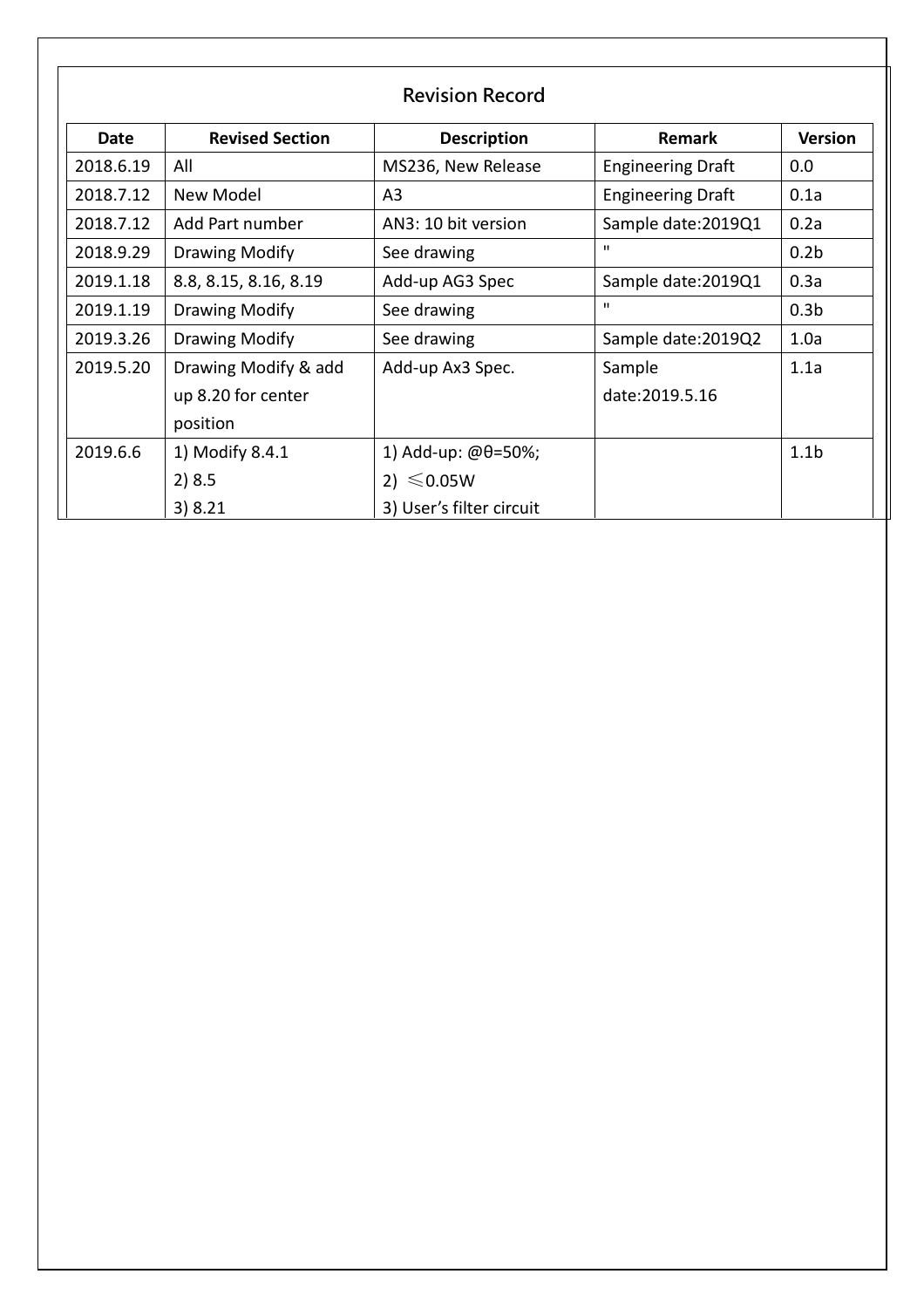# Revision Record

| Date | Revised Section | Description | Remark | Version |
|---|---|---|---|---|
| 2018.6.19 | All | MS236, New Release | Engineering Draft | 0.0 |
| 2018.7.12 | New Model | A3 | Engineering Draft | 0.1a |
| 2018.7.12 | Add Part number | AN3: 10 bit version | Sample date:2019Q1 | 0.2a |
| 2018.9.29 | Drawing Modify | See drawing | " | 0.2b |
| 2019.1.18 | 8.8, 8.15, 8.16, 8.19 | Add-up AG3 Spec | Sample date:2019Q1 | 0.3a |
| 2019.1.19 | Drawing Modify | See drawing | " | 0.3b |
| 2019.3.26 | Drawing Modify | See drawing | Sample date:2019Q2 | 1.0a |
| 2019.5.20 | Drawing Modify & add up 8.20 for center position | Add-up Ax3 Spec. | Sample date:2019.5.16 | 1.1a |
| 2019.6.6 | 1) Modify 8.4.1<br>2) 8.5<br>3) 8.21 | 1) Add-up: @θ=50%;<br>2) ≤0.05W<br>3) User’s filter circuit | | 1.1b |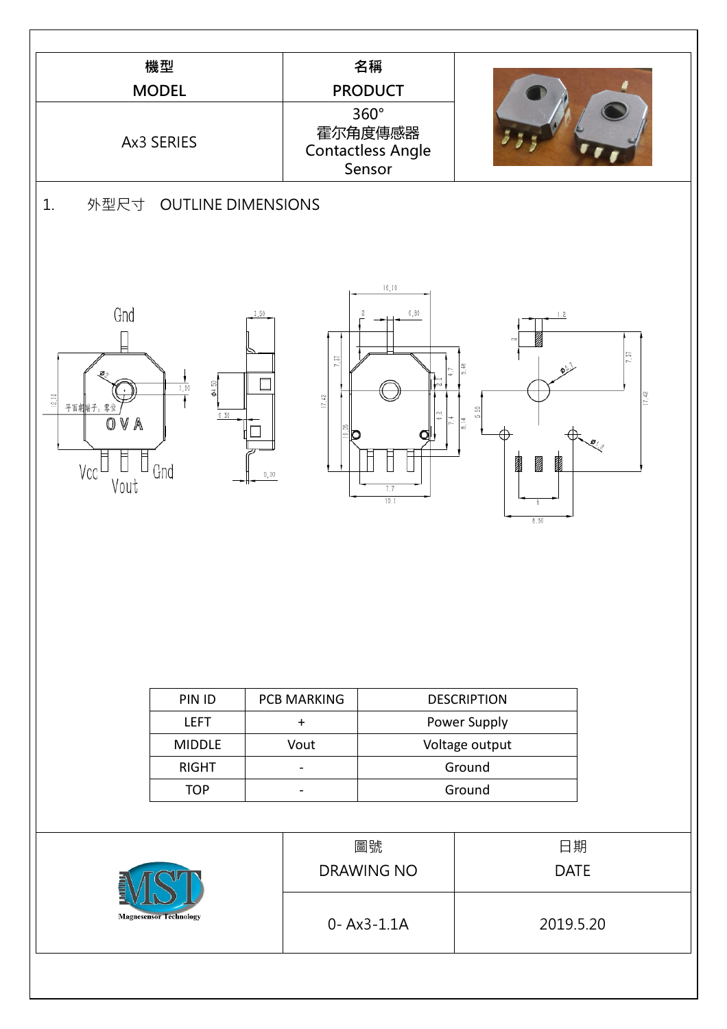| 機型<br>MODEL | 名稱<br>PRODUCT | |
|---|---|---|
| Ax3 SERIES | 360°<br>霍尔角度傳感器<br>Contactless Angle Sensor | |

## 1. 外型尺寸 OUTLINE DIMENSIONS

| PIN ID | PCB MARKING | DESCRIPTION |
|---|---|---|
| LEFT | + | Power Supply |
| MIDDLE | Vout | Voltage output |
| RIGHT | - | Ground |
| TOP | - | Ground |

| Magnesensor Technology | 圖號<br>DRAWING NO | 日期<br>DATE |
|---|---|---|
| | 0- Ax3-1.1A | 2019.5.20 |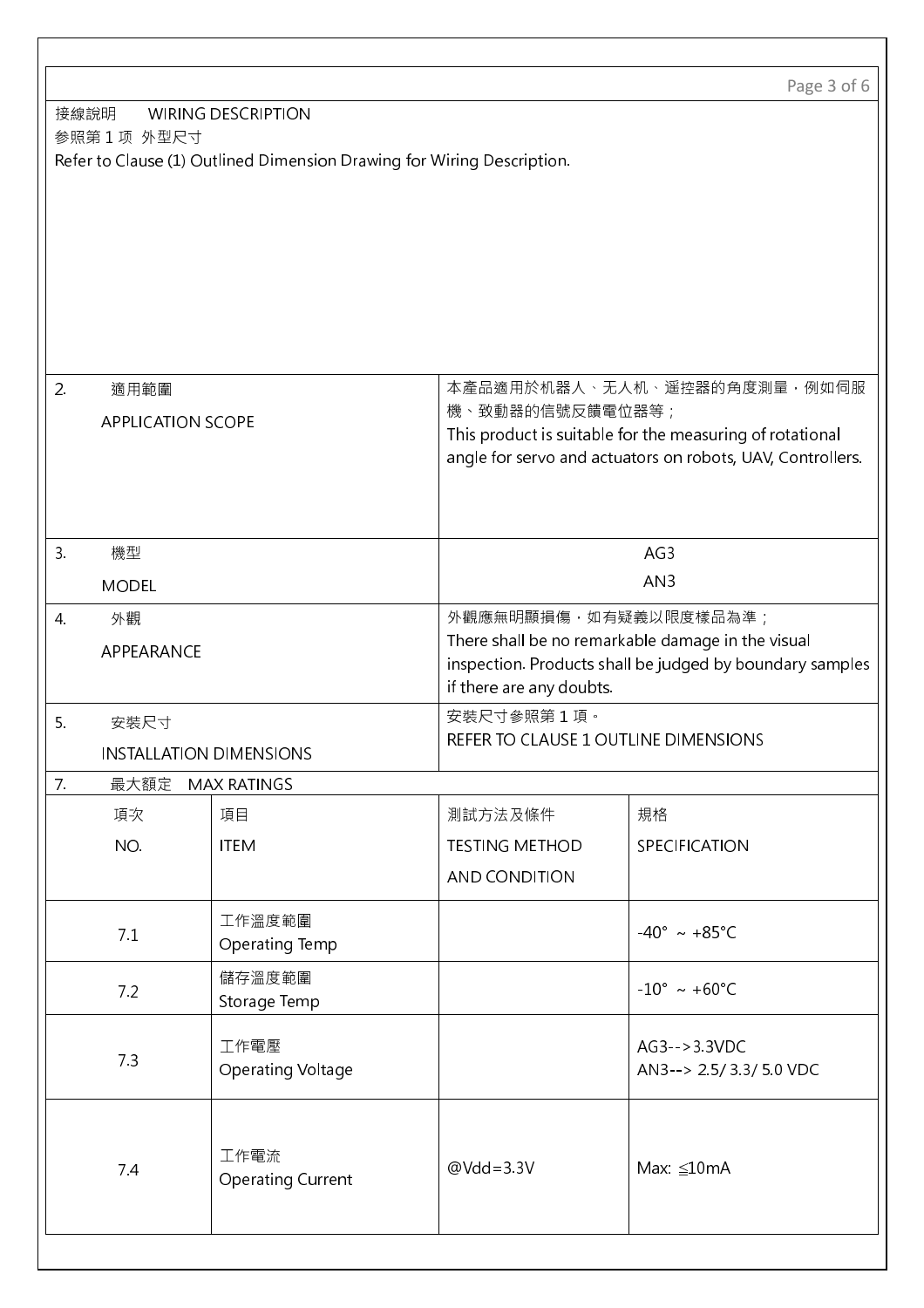接線說明　WIRING DESCRIPTION

参照第 1 项 外型尺寸

Refer to Clause (1) Outlined Dimension Drawing for Wiring Description.

| | |
|---|---|
| 2. 適用範圍<br>APPLICATION SCOPE | 本產品適用於机器人、无人机、遥控器的角度測量，例如伺服機、致動器的信號反饋電位器等；<br>This product is suitable for the measuring of rotational angle for servo and actuators on robots, UAV, Controllers. |
| 3. 機型<br>MODEL | AG3<br>AN3 |
| 4. 外觀<br>APPEARANCE | 外觀應無明顯損傷，如有疑義以限度樣品為準；<br>There shall be no remarkable damage in the visual inspection. Products shall be judged by boundary samples if there are any doubts. |
| 5. 安裝尺寸<br>INSTALLATION DIMENSIONS | 安裝尺寸参照第 1 項。<br>REFER TO CLAUSE 1 OUTLINE DIMENSIONS |

7. 最大額定　MAX RATINGS

| 項次<br>NO. | 項目<br>ITEM | 測試方法及條件<br>TESTING METHOD AND CONDITION | 規格<br>SPECIFICATION |
|---|---|---|---|
| 7.1 | 工作溫度範圍<br>Operating Temp | | -40° ~ +85°C |
| 7.2 | 儲存溫度範圍<br>Storage Temp | | -10° ~ +60°C |
| 7.3 | 工作電壓<br>Operating Voltage | | AG3-->3.3VDC<br>AN3--> 2.5/ 3.3/ 5.0 VDC |
| 7.4 | 工作電流<br>Operating Current | @Vdd=3.3V | Max: ≦10mA |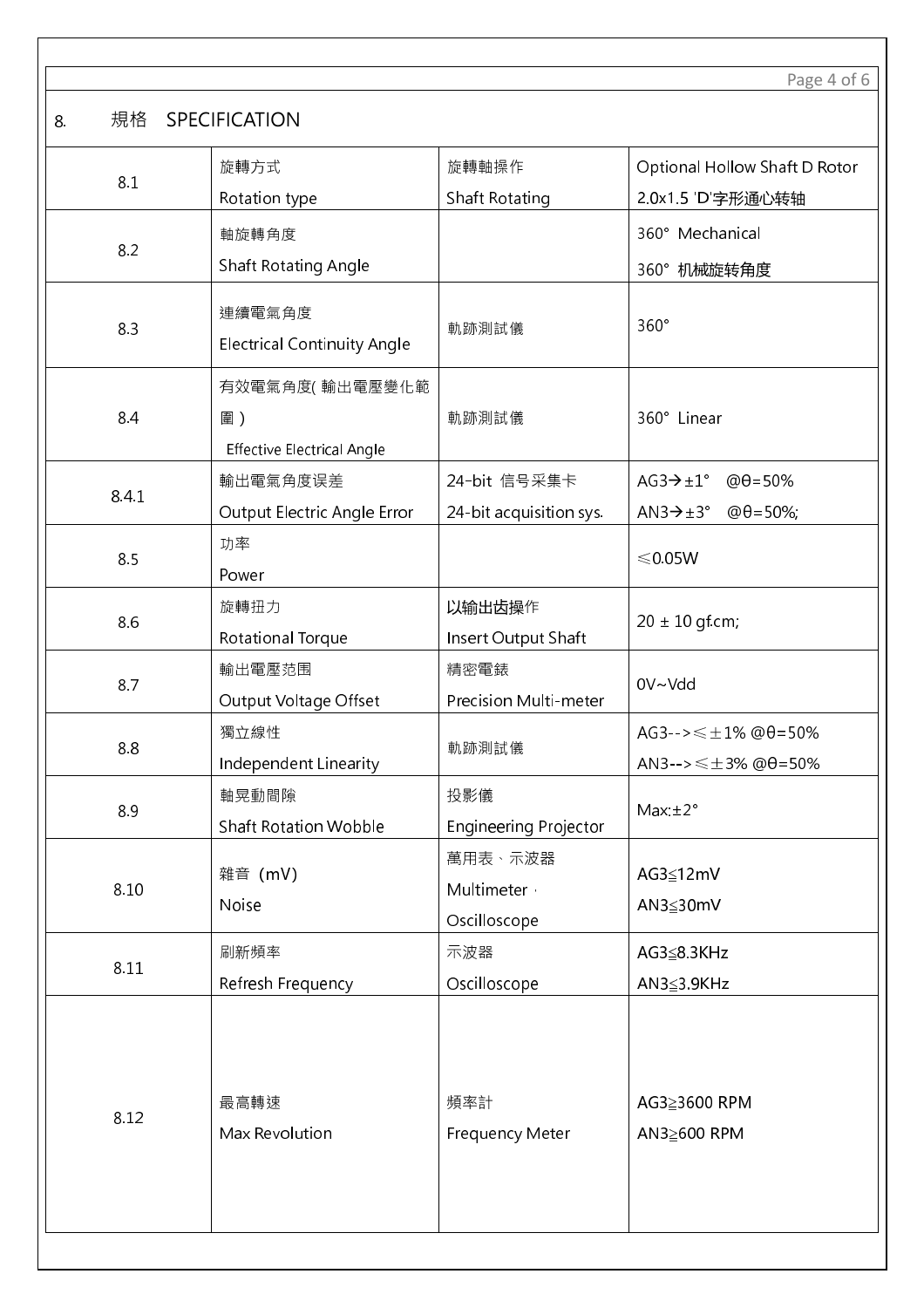## 8. 規格 SPECIFICATION

| | | | |
|---|---|---|---|
| 8.1 | 旋轉方式<br>Rotation type | 旋轉軸操作<br>Shaft Rotating | Optional Hollow Shaft D Rotor<br>2.0x1.5 'D'字形通心转轴 |
| 8.2 | 軸旋轉角度<br>Shaft Rotating Angle | | 360° Mechanical<br>360° 机械旋转角度 |
| 8.3 | 連續電氣角度<br>Electrical Continuity Angle | 軌跡測試儀 | 360° |
| 8.4 | 有效電氣角度( 輸出電壓變化範圍 )<br>Effective Electrical Angle | 軌跡測試儀 | 360° Linear |
| 8.4.1 | 輸出電氣角度误差<br>Output Electric Angle Error | 24-bit 信号采集卡<br>24-bit acquisition sys. | AG3→±1° @θ=50%<br>AN3→±3° @θ=50%; |
| 8.5 | 功率<br>Power | | ≤0.05W |
| 8.6 | 旋轉扭力<br>Rotational Torque | 以输出齿操作<br>Insert Output Shaft | 20 ± 10 gf.cm; |
| 8.7 | 輸出電壓范围<br>Output Voltage Offset | 精密電錶<br>Precision Multi-meter | 0V~Vdd |
| 8.8 | 獨立線性<br>Independent Linearity | 軌跡測試儀 | AG3-->≤±1% @θ=50%<br>AN3-->≤±3% @θ=50% |
| 8.9 | 軸晃動間隙<br>Shaft Rotation Wobble | 投影儀<br>Engineering Projector | Max:±2° |
| 8.10 | 雜音（mV）<br>Noise | 萬用表、示波器<br>Multimeter，<br>Oscilloscope | AG3≦12mV<br>AN3≦30mV |
| 8.11 | 刷新頻率<br>Refresh Frequency | 示波器<br>Oscilloscope | AG3≦8.3KHz<br>AN3≦3.9KHz |
| 8.12 | 最高轉速<br>Max Revolution | 頻率計<br>Frequency Meter | AG3≧3600 RPM<br>AN3≧600 RPM |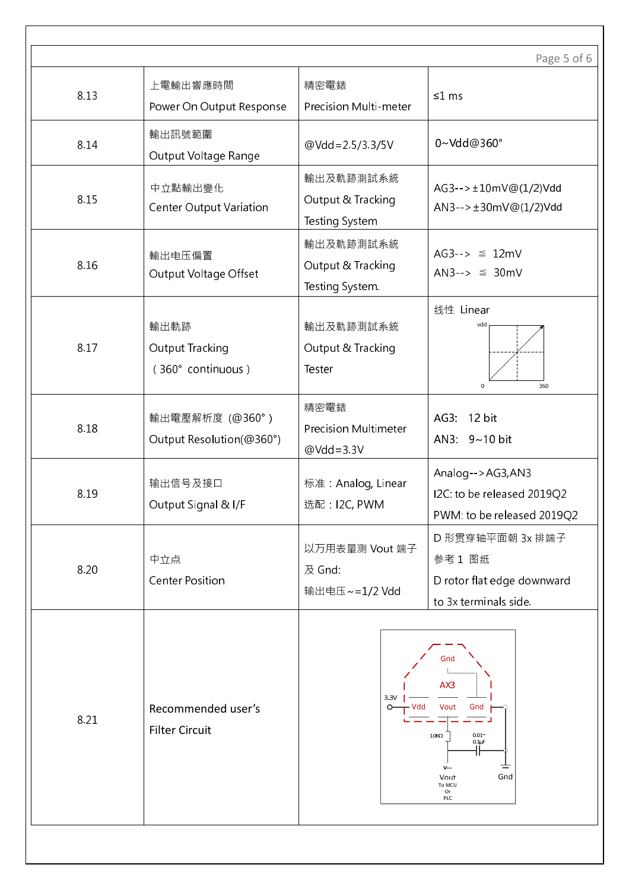| | | | |
|---|---|---|---|
| 8.13 | 上電輸出響應時間<br>Power On Output Response | 精密電錶<br>Precision Multi-meter | ≤1 ms |
| 8.14 | 輸出訊號範圍<br>Output Voltage Range | @Vdd=2.5/3.3/5V | 0~Vdd@360° |
| 8.15 | 中立點輸出變化<br>Center Output Variation | 輸出及軌跡測試系統<br>Output & Tracking<br>Testing System | AG3-->±10mV@(1/2)Vdd<br>AN3-->±30mV@(1/2)Vdd |
| 8.16 | 輸出电压偏置<br>Output Voltage Offset | 輸出及軌跡測試系統<br>Output & Tracking<br>Testing System. | AG3--> ≤ 12mV<br>AN3--> ≤ 30mV |
| 8.17 | 輸出軌跡<br>Output Tracking<br>（360° continuous） | 輸出及軌跡測試系統<br>Output & Tracking<br>Tester | 线性 Linear<br>vdd, 0, 360 |
| 8.18 | 輸出電壓解析度（@360°）<br>Output Resolution(@360°) | 精密電錶<br>Precision Multimeter<br>@Vdd=3.3V | AG3: 12 bit<br>AN3: 9~10 bit |
| 8.19 | 输出信号及接口<br>Output Signal & I/F | 标准：Analog, Linear<br>选配：I2C, PWM | Analog-->AG3,AN3<br>I2C: to be released 2019Q2<br>PWM: to be released 2019Q2 |
| 8.20 | 中立点<br>Center Position | 以万用表量测 Vout 端子及 Gnd:<br>输出电压~=1/2 Vdd | D 形贯穿轴平面朝 3x 排端子<br>参考1 图纸<br>D rotor flat edge downward to 3x terminals side. |
| 8.21 | Recommended user's<br>Filter Circuit | Gnd, AX3, 3.3V, Vdd, Vout, Gnd, 10KΩ, 0.01~0.1μF, Vout To MCU Or PLC, Gnd | |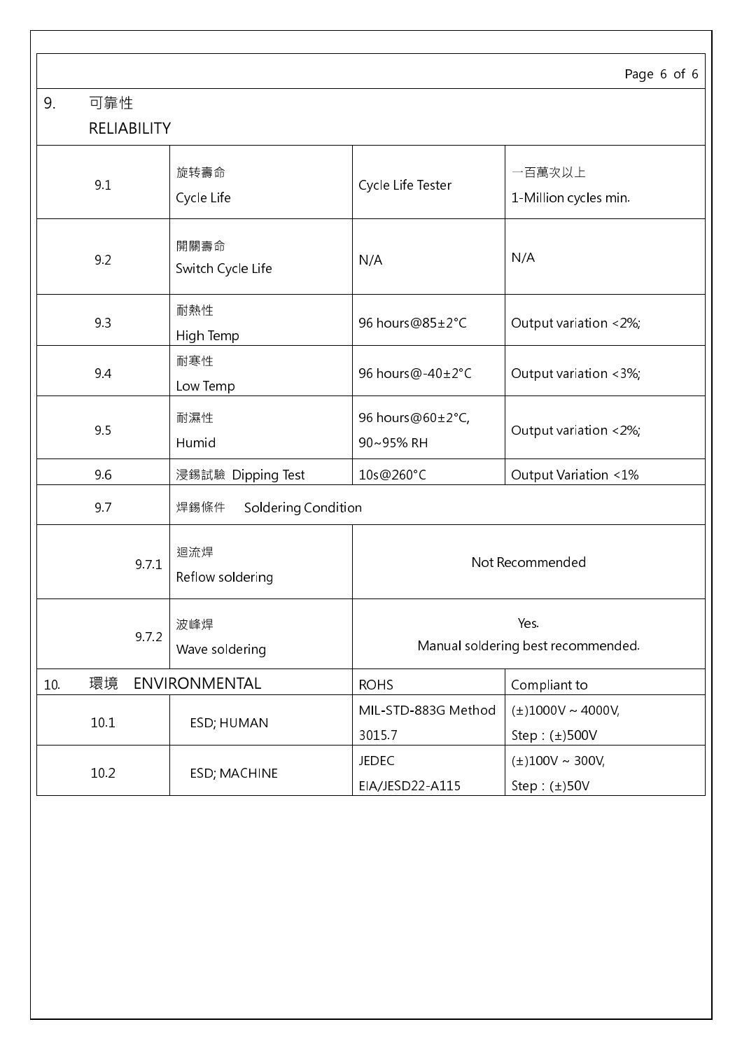## 9. 可靠性

RELIABILITY

| | | | |
|---|---|---|---|
| 9.1 | 旋转壽命<br>Cycle Life | Cycle Life Tester | 一百萬次以上<br>1-Million cycles min. |
| 9.2 | 開關壽命<br>Switch Cycle Life | N/A | N/A |
| 9.3 | 耐熱性<br>High Temp | 96 hours@85±2°C | Output variation <2%; |
| 9.4 | 耐寒性<br>Low Temp | 96 hours@-40±2°C | Output variation <3%; |
| 9.5 | 耐濕性<br>Humid | 96 hours@60±2°C,<br>90~95% RH | Output variation <2%; |
| 9.6 | 浸錫試驗 Dipping Test | 10s@260°C | Output Variation <1% |
| 9.7 | 焊錫條件 Soldering Condition | | |
| 9.7.1 | 迴流焊<br>Reflow soldering | Not Recommended | |
| 9.7.2 | 波峰焊<br>Wave soldering | Yes.<br>Manual soldering best recommended. | |
| 10. | 環境 ENVIRONMENTAL | ROHS | Compliant to |
| 10.1 | ESD; HUMAN | MIL-STD-883G Method 3015.7 | (±)1000V ~ 4000V,<br>Step : (±)500V |
| 10.2 | ESD; MACHINE | JEDEC<br>EIA/JESD22-A115 | (±)100V ~ 300V,<br>Step : (±)50V |